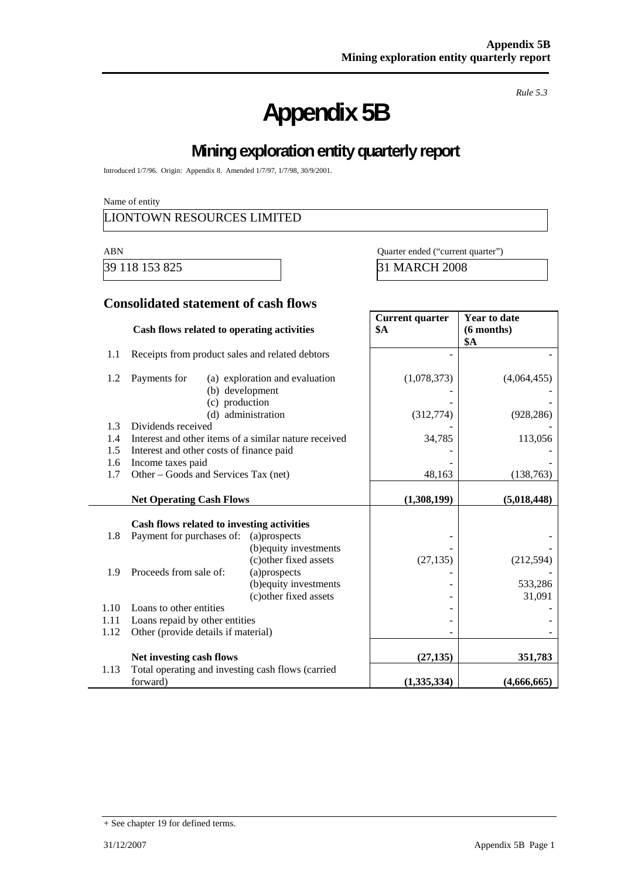*Rule 5.3*

# Appendix 5B

## Mining exploration entity quarterly report

Introduced 1/7/96. Origin: Appendix 8. Amended 1/7/97, 1/7/98, 30/9/2001.

Name of entity

LIONTOWN RESOURCES LIMITED

| ABN | Quarter ended ("current quarter") |
|---|---|
| 39 118 153 825 | 31 MARCH 2008 |

### Consolidated statement of cash flows

| | Cash flows related to operating activities | Current quarter $A | Year to date (6 months) $A |
|---|---|---|---|
| 1.1 | Receipts from product sales and related debtors | - | - |
| 1.2 | Payments for (a) exploration and evaluation | (1,078,373) | (4,064,455) |
| | (b) development | - | - |
| | (c) production | - | - |
| | (d) administration | (312,774) | (928,286) |
| 1.3 | Dividends received | | - |
| 1.4 | Interest and other items of a similar nature received | 34,785 | 113,056 |
| 1.5 | Interest and other costs of finance paid | - | - |
| 1.6 | Income taxes paid | - | - |
| 1.7 | Other – Goods and Services Tax (net) | 48,163 | (138,763) |
| | **Net Operating Cash Flows** | **(1,308,199)** | **(5,018,448)** |
| | **Cash flows related to investing activities** | | |
| 1.8 | Payment for purchases of: (a)prospects | - | - |
| | (b)equity investments | - | - |
| | (c)other fixed assets | (27,135) | (212,594) |
| 1.9 | Proceeds from sale of: (a)prospects | - | - |
| | (b)equity investments | - | 533,286 |
| | (c)other fixed assets | - | 31,091 |
| 1.10 | Loans to other entities | - | - |
| 1.11 | Loans repaid by other entities | - | - |
| 1.12 | Other (provide details if material) | - | - |
| | **Net investing cash flows** | **(27,135)** | **351,783** |
| 1.13 | Total operating and investing cash flows (carried forward) | **(1,335,334)** | **(4,666,665)** |

+ See chapter 19 for defined terms.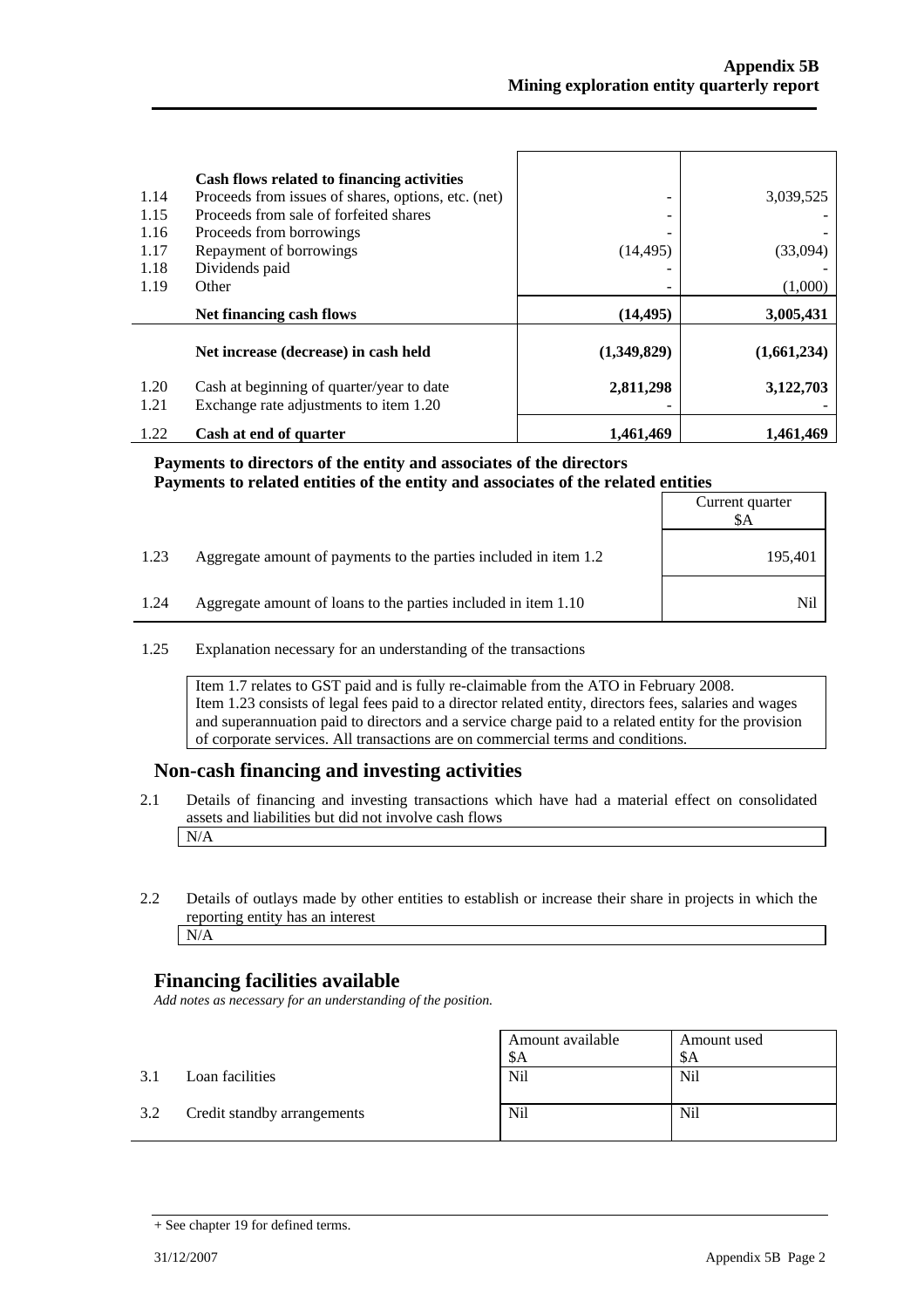| | Cash flows related to financing activities | | |
|---|---|---|---|
| 1.14 | Proceeds from issues of shares, options, etc. (net) | - | 3,039,525 |
| 1.15 | Proceeds from sale of forfeited shares | - | - |
| 1.16 | Proceeds from borrowings | - | - |
| 1.17 | Repayment of borrowings | (14,495) | (33,094) |
| 1.18 | Dividends paid | - | - |
| 1.19 | Other | - | (1,000) |
| | **Net financing cash flows** | **(14,495)** | **3,005,431** |
| | **Net increase (decrease) in cash held** | **(1,349,829)** | **(1,661,234)** |
| 1.20 | Cash at beginning of quarter/year to date | **2,811,298** | **3,122,703** |
| 1.21 | Exchange rate adjustments to item 1.20 | - | - |
| 1.22 | **Cash at end of quarter** | **1,461,469** | **1,461,469** |

**Payments to directors of the entity and associates of the directors**
**Payments to related entities of the entity and associates of the related entities**

| | | Current quarter $A |
|---|---|---|
| 1.23 | Aggregate amount of payments to the parties included in item 1.2 | 195,401 |
| 1.24 | Aggregate amount of loans to the parties included in item 1.10 | Nil |

1.25 Explanation necessary for an understanding of the transactions

Item 1.7 relates to GST paid and is fully re-claimable from the ATO in February 2008.
Item 1.23 consists of legal fees paid to a director related entity, directors fees, salaries and wages and superannuation paid to directors and a service charge paid to a related entity for the provision of corporate services. All transactions are on commercial terms and conditions.

## Non-cash financing and investing activities

2.1 Details of financing and investing transactions which have had a material effect on consolidated assets and liabilities but did not involve cash flows

N/A

2.2 Details of outlays made by other entities to establish or increase their share in projects in which the reporting entity has an interest

N/A

## Financing facilities available

*Add notes as necessary for an understanding of the position.*

| | | Amount available $A | Amount used $A |
|---|---|---|---|
| 3.1 | Loan facilities | Nil | Nil |
| 3.2 | Credit standby arrangements | Nil | Nil |

+ See chapter 19 for defined terms.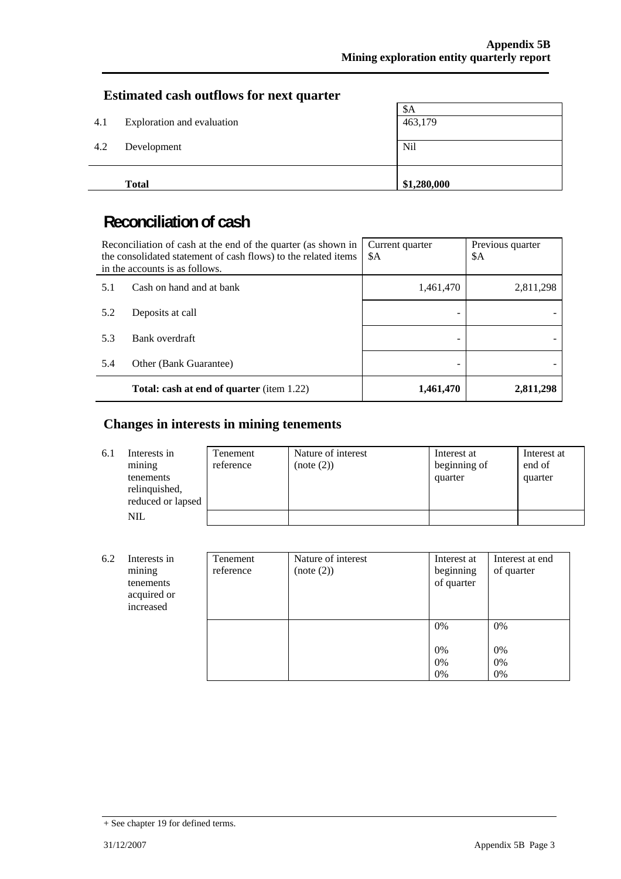## Estimated cash outflows for next quarter

| | | $A |
|---|---|---|
| 4.1 | Exploration and evaluation | 463,179 |
| 4.2 | Development | Nil |
| | **Total** | **$1,280,000** |

# Reconciliation of cash

| Reconciliation of cash at the end of the quarter (as shown in the consolidated statement of cash flows) to the related items in the accounts is as follows. | | Current quarter $A | Previous quarter $A |
|---|---|---|---|
| 5.1 | Cash on hand and at bank | 1,461,470 | 2,811,298 |
| 5.2 | Deposits at call | - | - |
| 5.3 | Bank overdraft | - | - |
| 5.4 | Other (Bank Guarantee) | - | - |
| | **Total: cash at end of quarter** (item 1.22) | **1,461,470** | **2,811,298** |

## Changes in interests in mining tenements

| | | Tenement reference | Nature of interest (note (2)) | Interest at beginning of quarter | Interest at end of quarter |
|---|---|---|---|---|---|
| 6.1 | Interests in mining tenements relinquished, reduced or lapsed | | | | |
| | NIL | | | | |

| | | Tenement reference | Nature of interest (note (2)) | Interest at beginning of quarter | Interest at end of quarter |
|---|---|---|---|---|---|
| 6.2 | Interests in mining tenements acquired or increased | | | | |
| | | | | 0% | 0% |
| | | | | 0% | 0% |
| | | | | 0% | 0% |
| | | | | 0% | 0% |

+ See chapter 19 for defined terms.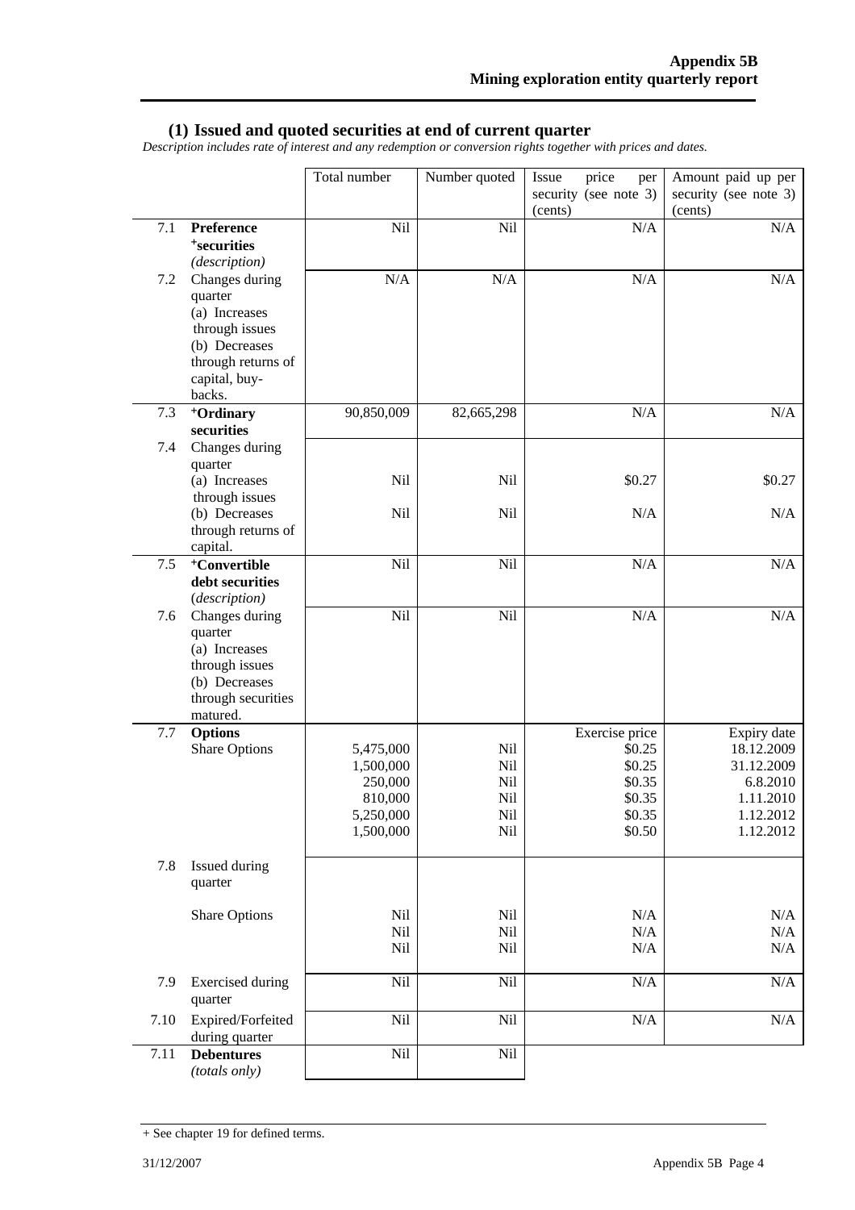## (1) Issued and quoted securities at end of current quarter

*Description includes rate of interest and any redemption or conversion rights together with prices and dates.*

| | | Total number | Number quoted | Issue price per security (see note 3) (cents) | Amount paid up per security (see note 3) (cents) |
|---|---|---|---|---|---|
| 7.1 | **Preference +securities** *(description)* | Nil | Nil | N/A | N/A |
| 7.2 | Changes during quarter (a) Increases through issues (b) Decreases through returns of capital, buy-backs. | N/A | N/A | N/A | N/A |
| 7.3 | **+Ordinary securities** | 90,850,009 | 82,665,298 | N/A | N/A |
| 7.4 | Changes during quarter | | | | |
| | (a) Increases through issues | Nil | Nil | \$0.27 | \$0.27 |
| | (b) Decreases through returns of capital. | Nil | Nil | N/A | N/A |
| 7.5 | **+Convertible debt securities** (*description*) | Nil | Nil | N/A | N/A |
| 7.6 | Changes during quarter (a) Increases through issues (b) Decreases through securities matured. | Nil | Nil | N/A | N/A |
| 7.7 | **Options** | | | Exercise price | Expiry date |
| | Share Options | 5,475,000 | Nil | \$0.25 | 18.12.2009 |
| | | 1,500,000 | Nil | \$0.25 | 31.12.2009 |
| | | 250,000 | Nil | \$0.35 | 6.8.2010 |
| | | 810,000 | Nil | \$0.35 | 1.11.2010 |
| | | 5,250,000 | Nil | \$0.35 | 1.12.2012 |
| | | 1,500,000 | Nil | \$0.50 | 1.12.2012 |
| 7.8 | Issued during quarter | | | | |
| | Share Options | Nil | Nil | N/A | N/A |
| | | Nil | Nil | N/A | N/A |
| | | Nil | Nil | N/A | N/A |
| 7.9 | Exercised during quarter | Nil | Nil | N/A | N/A |
| 7.10 | Expired/Forfeited during quarter | Nil | Nil | N/A | N/A |
| 7.11 | **Debentures** *(totals only)* | Nil | Nil | | |

+ See chapter 19 for defined terms.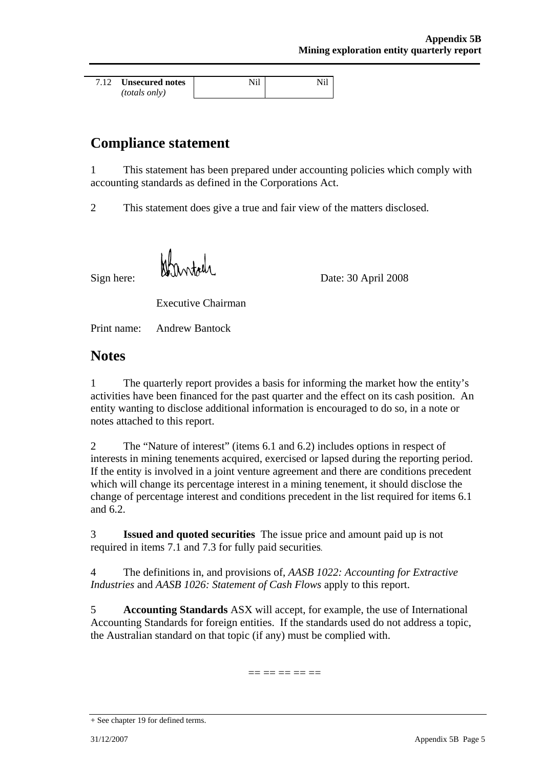| 7.12 | **Unsecured notes** *(totals only)* | Nil | Nil |
|---|---|---|---|

## Compliance statement

1 This statement has been prepared under accounting policies which comply with accounting standards as defined in the Corporations Act.

2 This statement does give a true and fair view of the matters disclosed.

Sign here: Date: 30 April 2008

Executive Chairman

Print name: Andrew Bantock

## Notes

1 The quarterly report provides a basis for informing the market how the entity's activities have been financed for the past quarter and the effect on its cash position. An entity wanting to disclose additional information is encouraged to do so, in a note or notes attached to this report.

2 The "Nature of interest" (items 6.1 and 6.2) includes options in respect of interests in mining tenements acquired, exercised or lapsed during the reporting period. If the entity is involved in a joint venture agreement and there are conditions precedent which will change its percentage interest in a mining tenement, it should disclose the change of percentage interest and conditions precedent in the list required for items 6.1 and 6.2.

3 **Issued and quoted securities** The issue price and amount paid up is not required in items 7.1 and 7.3 for fully paid securities.

4 The definitions in, and provisions of, *AASB 1022: Accounting for Extractive Industries* and *AASB 1026: Statement of Cash Flows* apply to this report.

5 **Accounting Standards** ASX will accept, for example, the use of International Accounting Standards for foreign entities. If the standards used do not address a topic, the Australian standard on that topic (if any) must be complied with.

== == == == ==

+ See chapter 19 for defined terms.